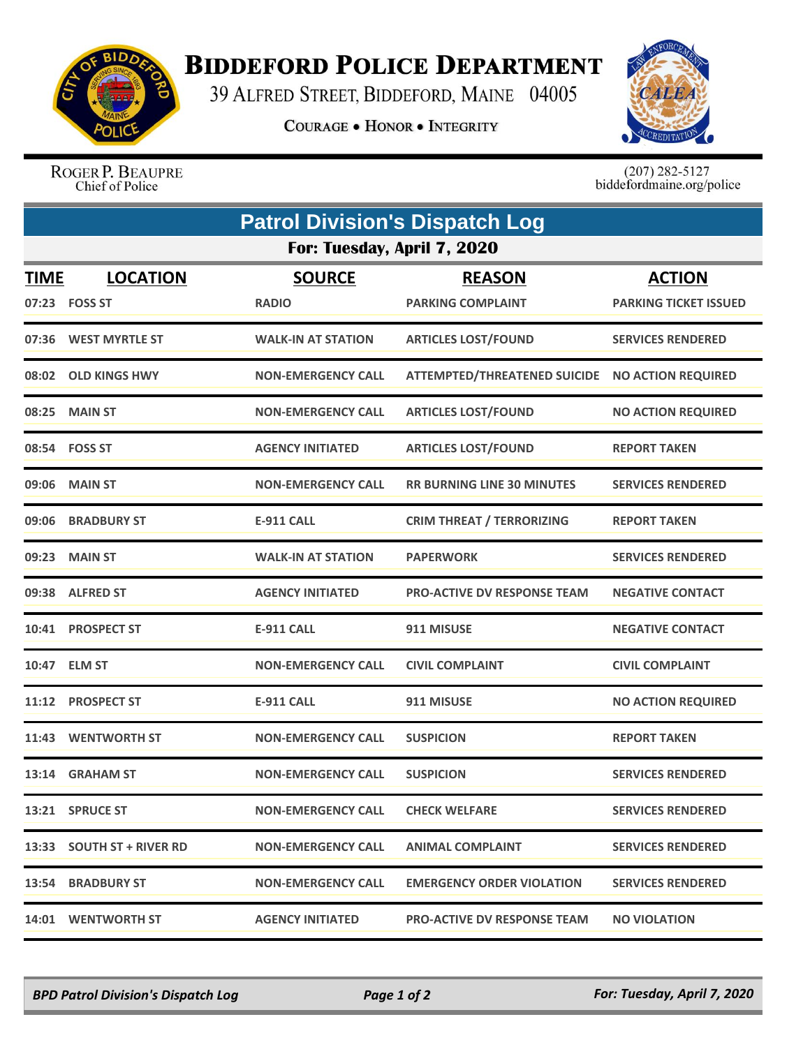# BIDDEFORD POLICE DEPARTMENT

39 ALFRED STREET, BIDDEFORD, MAINE 04005

COURAGE • HONOR • INTEGRITY

ROGER P. BEAUPRE
Chief of Police

(207) 282-5127
biddefordmaine.org/police

## Patrol Division's Dispatch Log

### For: Tuesday, April 7, 2020

| TIME | LOCATION | SOURCE | REASON | ACTION |
|---|---|---|---|---|
| 07:23 | FOSS ST | RADIO | PARKING COMPLAINT | PARKING TICKET ISSUED |
| 07:36 | WEST MYRTLE ST | WALK-IN AT STATION | ARTICLES LOST/FOUND | SERVICES RENDERED |
| 08:02 | OLD KINGS HWY | NON-EMERGENCY CALL | ATTEMPTED/THREATENED SUICIDE | NO ACTION REQUIRED |
| 08:25 | MAIN ST | NON-EMERGENCY CALL | ARTICLES LOST/FOUND | NO ACTION REQUIRED |
| 08:54 | FOSS ST | AGENCY INITIATED | ARTICLES LOST/FOUND | REPORT TAKEN |
| 09:06 | MAIN ST | NON-EMERGENCY CALL | RR BURNING LINE 30 MINUTES | SERVICES RENDERED |
| 09:06 | BRADBURY ST | E-911 CALL | CRIM THREAT / TERRORIZING | REPORT TAKEN |
| 09:23 | MAIN ST | WALK-IN AT STATION | PAPERWORK | SERVICES RENDERED |
| 09:38 | ALFRED ST | AGENCY INITIATED | PRO-ACTIVE DV RESPONSE TEAM | NEGATIVE CONTACT |
| 10:41 | PROSPECT ST | E-911 CALL | 911 MISUSE | NEGATIVE CONTACT |
| 10:47 | ELM ST | NON-EMERGENCY CALL | CIVIL COMPLAINT | CIVIL COMPLAINT |
| 11:12 | PROSPECT ST | E-911 CALL | 911 MISUSE | NO ACTION REQUIRED |
| 11:43 | WENTWORTH ST | NON-EMERGENCY CALL | SUSPICION | REPORT TAKEN |
| 13:14 | GRAHAM ST | NON-EMERGENCY CALL | SUSPICION | SERVICES RENDERED |
| 13:21 | SPRUCE ST | NON-EMERGENCY CALL | CHECK WELFARE | SERVICES RENDERED |
| 13:33 | SOUTH ST + RIVER RD | NON-EMERGENCY CALL | ANIMAL COMPLAINT | SERVICES RENDERED |
| 13:54 | BRADBURY ST | NON-EMERGENCY CALL | EMERGENCY ORDER VIOLATION | SERVICES RENDERED |
| 14:01 | WENTWORTH ST | AGENCY INITIATED | PRO-ACTIVE DV RESPONSE TEAM | NO VIOLATION |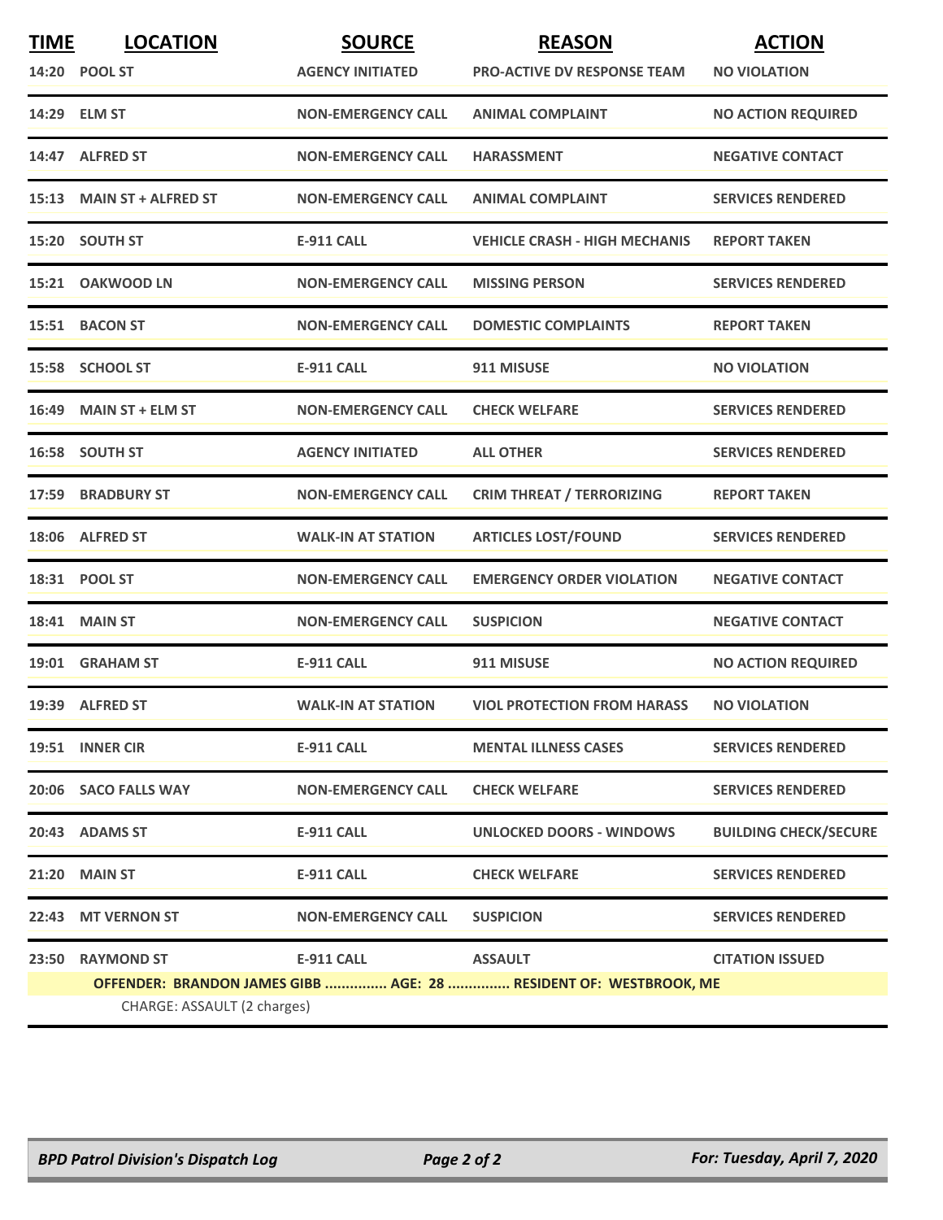| TIME | LOCATION | SOURCE | REASON | ACTION |
| --- | --- | --- | --- | --- |
| 14:20 | POOL ST | AGENCY INITIATED | PRO-ACTIVE DV RESPONSE TEAM | NO VIOLATION |
| 14:29 | ELM ST | NON-EMERGENCY CALL | ANIMAL COMPLAINT | NO ACTION REQUIRED |
| 14:47 | ALFRED ST | NON-EMERGENCY CALL | HARASSMENT | NEGATIVE CONTACT |
| 15:13 | MAIN ST + ALFRED ST | NON-EMERGENCY CALL | ANIMAL COMPLAINT | SERVICES RENDERED |
| 15:20 | SOUTH ST | E-911 CALL | VEHICLE CRASH - HIGH MECHANIS | REPORT TAKEN |
| 15:21 | OAKWOOD LN | NON-EMERGENCY CALL | MISSING PERSON | SERVICES RENDERED |
| 15:51 | BACON ST | NON-EMERGENCY CALL | DOMESTIC COMPLAINTS | REPORT TAKEN |
| 15:58 | SCHOOL ST | E-911 CALL | 911 MISUSE | NO VIOLATION |
| 16:49 | MAIN ST + ELM ST | NON-EMERGENCY CALL | CHECK WELFARE | SERVICES RENDERED |
| 16:58 | SOUTH ST | AGENCY INITIATED | ALL OTHER | SERVICES RENDERED |
| 17:59 | BRADBURY ST | NON-EMERGENCY CALL | CRIM THREAT / TERRORIZING | REPORT TAKEN |
| 18:06 | ALFRED ST | WALK-IN AT STATION | ARTICLES LOST/FOUND | SERVICES RENDERED |
| 18:31 | POOL ST | NON-EMERGENCY CALL | EMERGENCY ORDER VIOLATION | NEGATIVE CONTACT |
| 18:41 | MAIN ST | NON-EMERGENCY CALL | SUSPICION | NEGATIVE CONTACT |
| 19:01 | GRAHAM ST | E-911 CALL | 911 MISUSE | NO ACTION REQUIRED |
| 19:39 | ALFRED ST | WALK-IN AT STATION | VIOL PROTECTION FROM HARASS | NO VIOLATION |
| 19:51 | INNER CIR | E-911 CALL | MENTAL ILLNESS CASES | SERVICES RENDERED |
| 20:06 | SACO FALLS WAY | NON-EMERGENCY CALL | CHECK WELFARE | SERVICES RENDERED |
| 20:43 | ADAMS ST | E-911 CALL | UNLOCKED DOORS - WINDOWS | BUILDING CHECK/SECURE |
| 21:20 | MAIN ST | E-911 CALL | CHECK WELFARE | SERVICES RENDERED |
| 22:43 | MT VERNON ST | NON-EMERGENCY CALL | SUSPICION | SERVICES RENDERED |
| 23:50 | RAYMOND ST | E-911 CALL | ASSAULT | CITATION ISSUED |

**OFFENDER: BRANDON JAMES GIBB ............... AGE: 28 ............... RESIDENT OF: WESTBROOK, ME**

CHARGE: ASSAULT (2 charges)

*BPD Patrol Division's Dispatch Log* — *For: Tuesday, April 7, 2020*